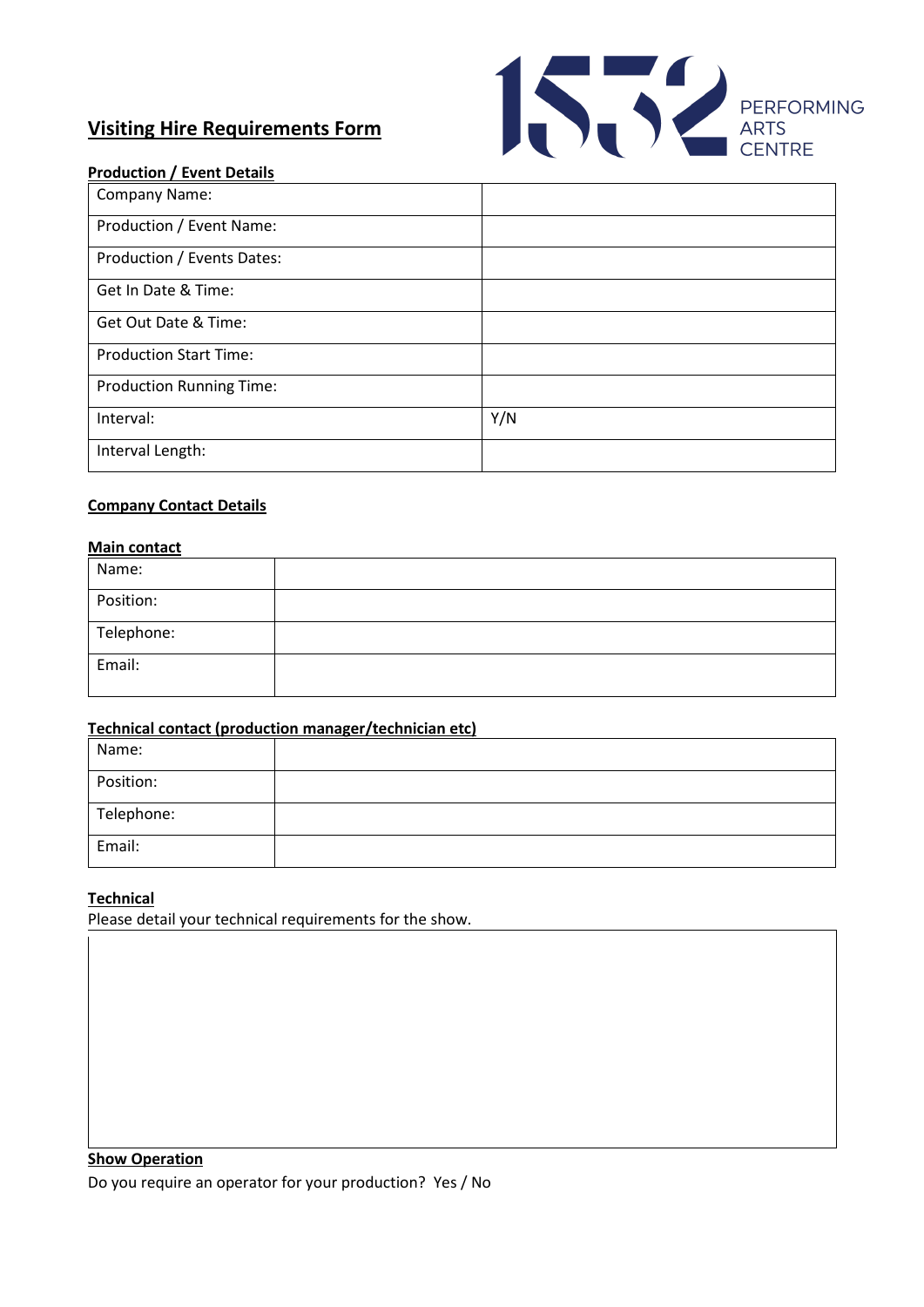# Visiting Hire Requirements Form

1532 PERFORMING ARTS CENTRE

**Production / Event Details**

| | |
|---|---|
| Company Name: | |
| Production / Event Name: | |
| Production / Events Dates: | |
| Get In Date & Time: | |
| Get Out Date & Time: | |
| Production Start Time: | |
| Production Running Time: | |
| Interval: | Y/N |
| Interval Length: | |

**Company Contact Details**

**Main contact**

| | |
|---|---|
| Name: | |
| Position: | |
| Telephone: | |
| Email: | |

**Technical contact (production manager/technician etc)**

| | |
|---|---|
| Name: | |
| Position: | |
| Telephone: | |
| Email: | |

**Technical**

Please detail your technical requirements for the show.

| |
|---|
| |

**Show Operation**

Do you require an operator for your production? Yes / No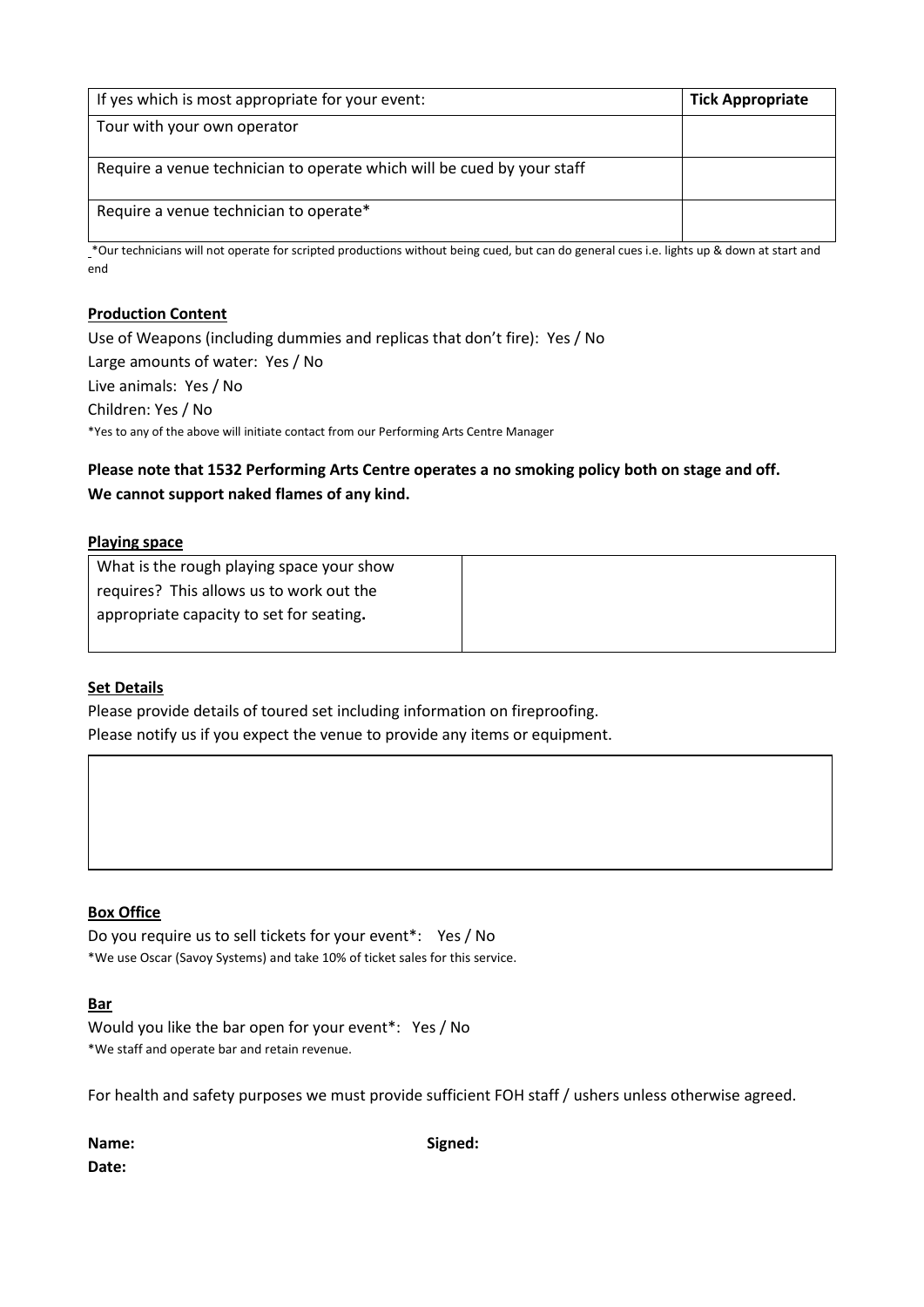| If yes which is most appropriate for your event: | Tick Appropriate |
| --- | --- |
| Tour with your own operator | |
| Require a venue technician to operate which will be cued by your staff | |
| Require a venue technician to operate* | |

*Our technicians will not operate for scripted productions without being cued, but can do general cues i.e. lights up & down at start and end

**Production Content**

Use of Weapons (including dummies and replicas that don't fire): Yes / No

Large amounts of water: Yes / No

Live animals: Yes / No

Children: Yes / No

*Yes to any of the above will initiate contact from our Performing Arts Centre Manager

**Please note that 1532 Performing Arts Centre operates a no smoking policy both on stage and off. We cannot support naked flames of any kind.**

**Playing space**

| | |
| --- | --- |
| What is the rough playing space your show requires? This allows us to work out the appropriate capacity to set for seating**.** | |

**Set Details**

Please provide details of toured set including information on fireproofing.
Please notify us if you expect the venue to provide any items or equipment.

| |
| --- |
| |

**Box Office**

Do you require us to sell tickets for your event*: Yes / No

*We use Oscar (Savoy Systems) and take 10% of ticket sales for this service.

**Bar**

Would you like the bar open for your event*: Yes / No

*We staff and operate bar and retain revenue.

For health and safety purposes we must provide sufficient FOH staff / ushers unless otherwise agreed.

**Name:** **Signed:**

**Date:**